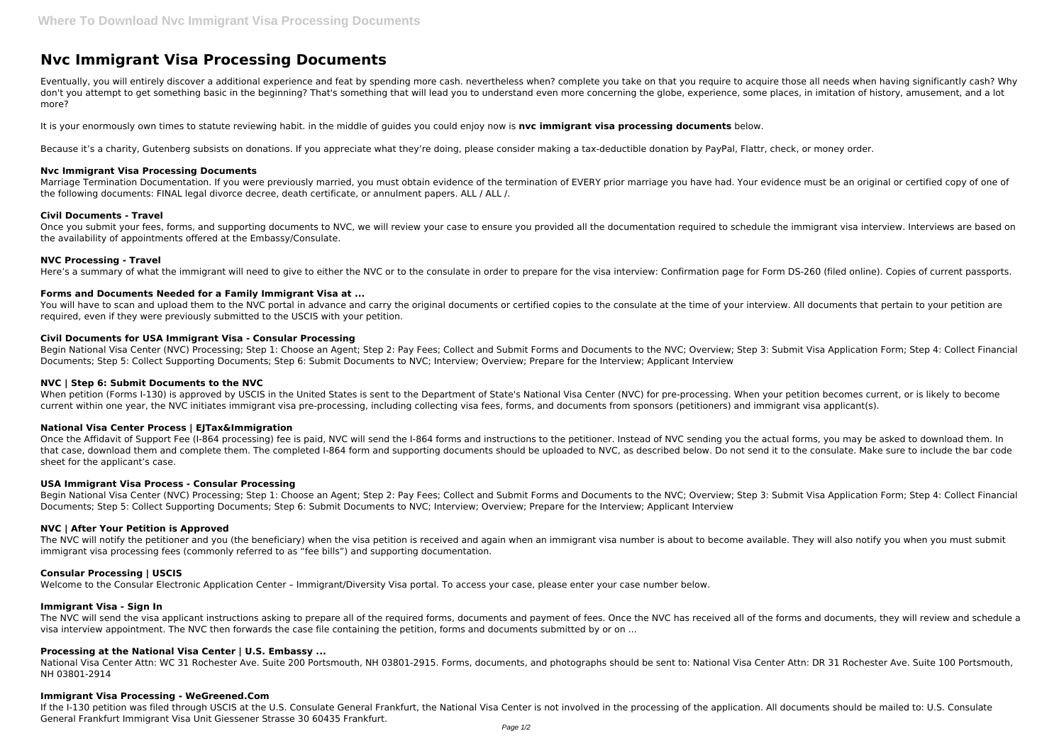# Nvc Immigrant Visa Processing Documents

Eventually, you will entirely discover a additional experience and feat by spending more cash. nevertheless when? complete you take on that you require to acquire those all needs when having significantly cash? Why don't you attempt to get something basic in the beginning? That's something that will lead you to understand even more concerning the globe, experience, some places, in imitation of history, amusement, and a lot more?

It is your enormously own times to statute reviewing habit. in the middle of guides you could enjoy now is **nvc immigrant visa processing documents** below.

Because it's a charity, Gutenberg subsists on donations. If you appreciate what they're doing, please consider making a tax-deductible donation by PayPal, Flattr, check, or money order.

### Nvc Immigrant Visa Processing Documents

Marriage Termination Documentation. If you were previously married, you must obtain evidence of the termination of EVERY prior marriage you have had. Your evidence must be an original or certified copy of one of the following documents: FINAL legal divorce decree, death certificate, or annulment papers. ALL / ALL /.

### Civil Documents - Travel

Once you submit your fees, forms, and supporting documents to NVC, we will review your case to ensure you provided all the documentation required to schedule the immigrant visa interview. Interviews are based on the availability of appointments offered at the Embassy/Consulate.

### NVC Processing - Travel

Here's a summary of what the immigrant will need to give to either the NVC or to the consulate in order to prepare for the visa interview: Confirmation page for Form DS-260 (filed online). Copies of current passports.

### Forms and Documents Needed for a Family Immigrant Visa at ...

You will have to scan and upload them to the NVC portal in advance and carry the original documents or certified copies to the consulate at the time of your interview. All documents that pertain to your petition are required, even if they were previously submitted to the USCIS with your petition.

### Civil Documents for USA Immigrant Visa - Consular Processing

Begin National Visa Center (NVC) Processing; Step 1: Choose an Agent; Step 2: Pay Fees; Collect and Submit Forms and Documents to the NVC; Overview; Step 3: Submit Visa Application Form; Step 4: Collect Financial Documents; Step 5: Collect Supporting Documents; Step 6: Submit Documents to NVC; Interview; Overview; Prepare for the Interview; Applicant Interview

### NVC | Step 6: Submit Documents to the NVC

When petition (Forms I-130) is approved by USCIS in the United States is sent to the Department of State's National Visa Center (NVC) for pre-processing. When your petition becomes current, or is likely to become current within one year, the NVC initiates immigrant visa pre-processing, including collecting visa fees, forms, and documents from sponsors (petitioners) and immigrant visa applicant(s).

### National Visa Center Process | EJTax&Immigration

Once the Affidavit of Support Fee (I-864 processing) fee is paid, NVC will send the I-864 forms and instructions to the petitioner. Instead of NVC sending you the actual forms, you may be asked to download them. In that case, download them and complete them. The completed I-864 form and supporting documents should be uploaded to NVC, as described below. Do not send it to the consulate. Make sure to include the bar code sheet for the applicant's case.

### USA Immigrant Visa Process - Consular Processing

Begin National Visa Center (NVC) Processing; Step 1: Choose an Agent; Step 2: Pay Fees; Collect and Submit Forms and Documents to the NVC; Overview; Step 3: Submit Visa Application Form; Step 4: Collect Financial Documents; Step 5: Collect Supporting Documents; Step 6: Submit Documents to NVC; Interview; Overview; Prepare for the Interview; Applicant Interview

### NVC | After Your Petition is Approved

The NVC will notify the petitioner and you (the beneficiary) when the visa petition is received and again when an immigrant visa number is about to become available. They will also notify you when you must submit immigrant visa processing fees (commonly referred to as "fee bills") and supporting documentation.

### Consular Processing | USCIS

Welcome to the Consular Electronic Application Center – Immigrant/Diversity Visa portal. To access your case, please enter your case number below.

### Immigrant Visa - Sign In

The NVC will send the visa applicant instructions asking to prepare all of the required forms, documents and payment of fees. Once the NVC has received all of the forms and documents, they will review and schedule a visa interview appointment. The NVC then forwards the case file containing the petition, forms and documents submitted by or on ...

### Processing at the National Visa Center | U.S. Embassy ...

National Visa Center Attn: WC 31 Rochester Ave. Suite 200 Portsmouth, NH 03801-2915. Forms, documents, and photographs should be sent to: National Visa Center Attn: DR 31 Rochester Ave. Suite 100 Portsmouth, NH 03801-2914

### Immigrant Visa Processing - WeGreened.Com

If the I-130 petition was filed through USCIS at the U.S. Consulate General Frankfurt, the National Visa Center is not involved in the processing of the application. All documents should be mailed to: U.S. Consulate General Frankfurt Immigrant Visa Unit Giessener Strasse 30 60435 Frankfurt.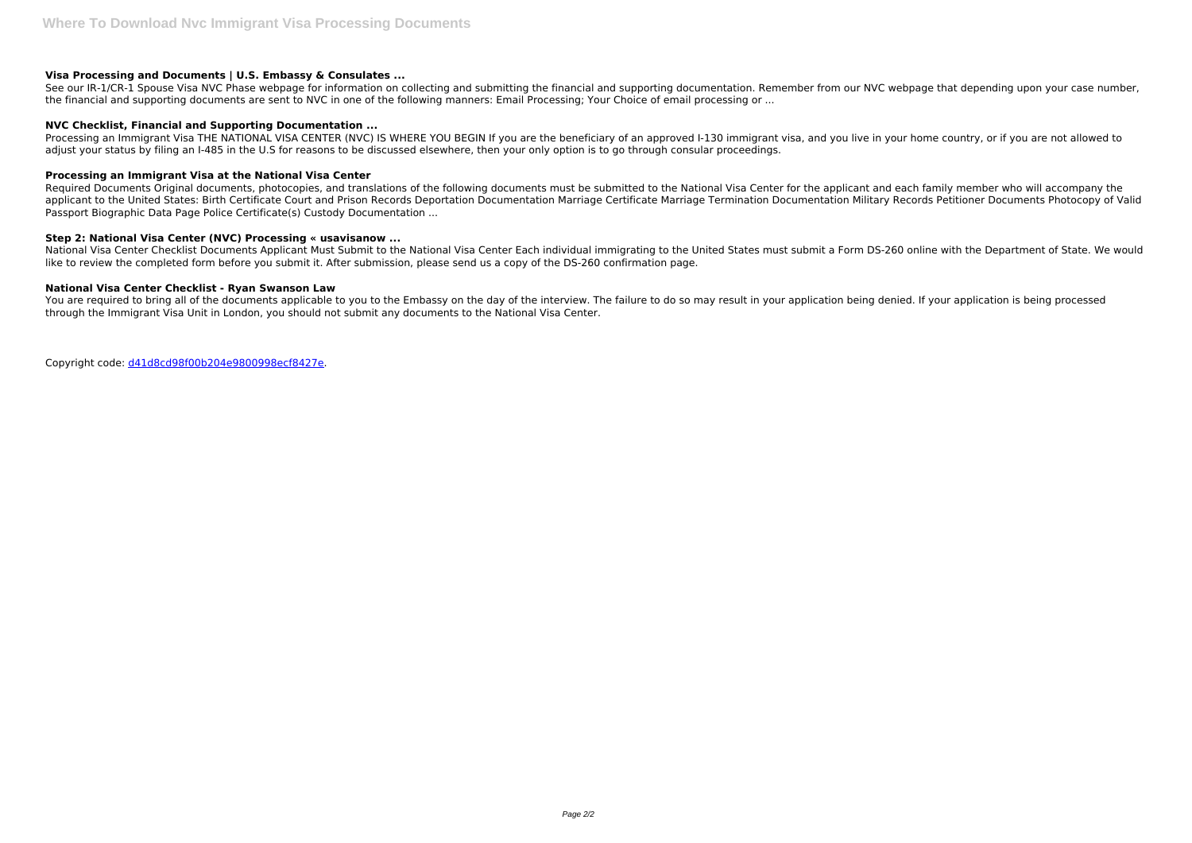### Visa Processing and Documents | U.S. Embassy & Consulates ...

See our IR-1/CR-1 Spouse Visa NVC Phase webpage for information on collecting and submitting the financial and supporting documentation. Remember from our NVC webpage that depending upon your case number, the financial and supporting documents are sent to NVC in one of the following manners: Email Processing; Your Choice of email processing or ...

### NVC Checklist, Financial and Supporting Documentation ...

Processing an Immigrant Visa THE NATIONAL VISA CENTER (NVC) IS WHERE YOU BEGIN If you are the beneficiary of an approved I-130 immigrant visa, and you live in your home country, or if you are not allowed to adjust your status by filing an I-485 in the U.S for reasons to be discussed elsewhere, then your only option is to go through consular proceedings.

### Processing an Immigrant Visa at the National Visa Center

Required Documents Original documents, photocopies, and translations of the following documents must be submitted to the National Visa Center for the applicant and each family member who will accompany the applicant to the United States: Birth Certificate Court and Prison Records Deportation Documentation Marriage Certificate Marriage Termination Documentation Military Records Petitioner Documents Photocopy of Valid Passport Biographic Data Page Police Certificate(s) Custody Documentation ...

### Step 2: National Visa Center (NVC) Processing « usavisanow ...

National Visa Center Checklist Documents Applicant Must Submit to the National Visa Center Each individual immigrating to the United States must submit a Form DS-260 online with the Department of State. We would like to review the completed form before you submit it. After submission, please send us a copy of the DS-260 confirmation page.

### National Visa Center Checklist - Ryan Swanson Law

You are required to bring all of the documents applicable to you to the Embassy on the day of the interview. The failure to do so may result in your application being denied. If your application is being processed through the Immigrant Visa Unit in London, you should not submit any documents to the National Visa Center.

Copyright code: d41d8cd98f00b204e9800998ecf8427e.